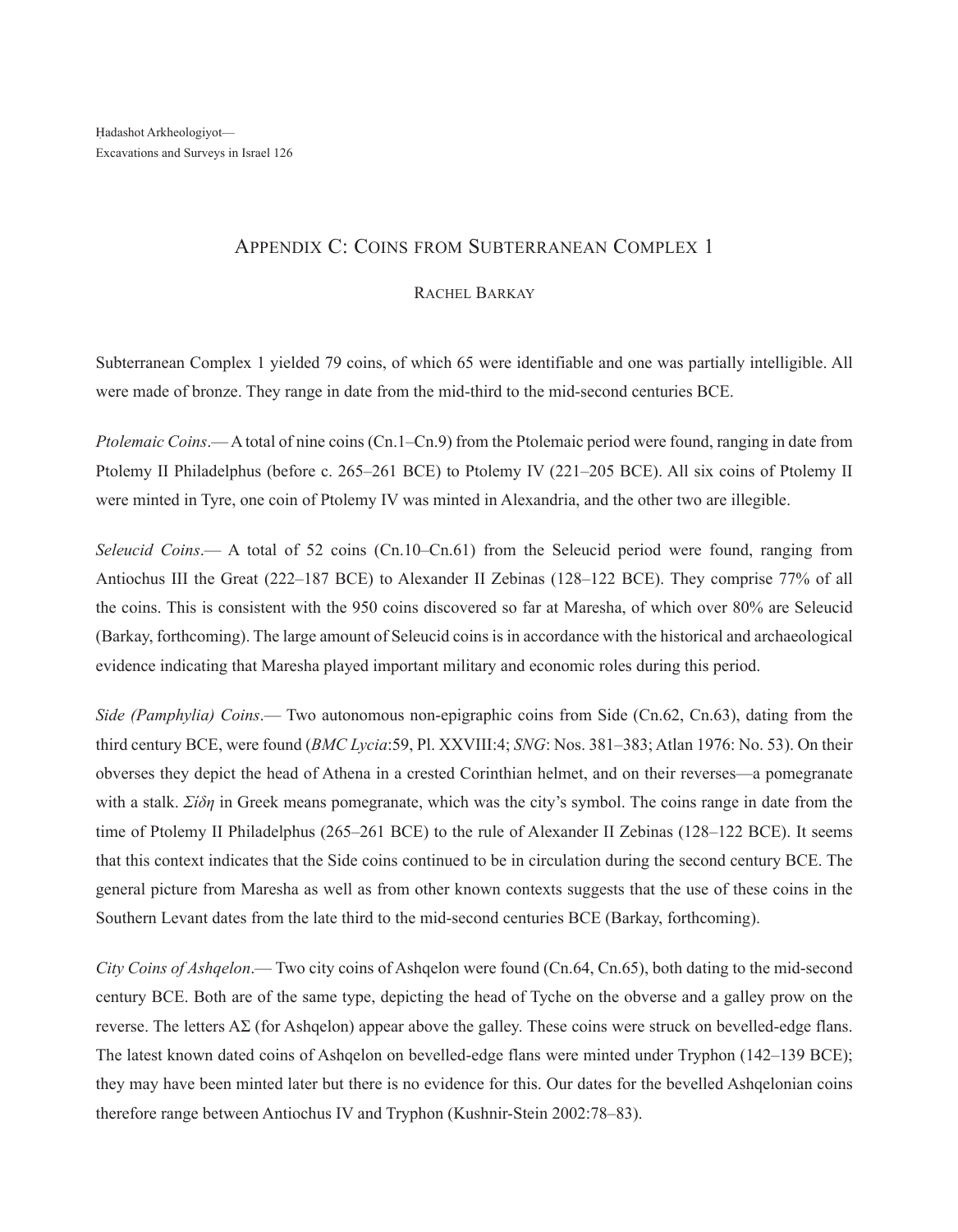# Appendix C: Coins from Subterranean Complex 1

Rachel Barkay

Subterranean Complex 1 yielded 79 coins, of which 65 were identifiable and one was partially intelligible. All were made of bronze. They range in date from the mid-third to the mid-second centuries BCE.

*Ptolemaic Coins*.— A total of nine coins (Cn.1–Cn.9) from the Ptolemaic period were found, ranging in date from Ptolemy II Philadelphus (before c. 265–261 BCE) to Ptolemy IV (221–205 BCE). All six coins of Ptolemy II were minted in Tyre, one coin of Ptolemy IV was minted in Alexandria, and the other two are illegible.

*Seleucid Coins*.— A total of 52 coins (Cn.10–Cn.61) from the Seleucid period were found, ranging from Antiochus III the Great (222–187 BCE) to Alexander II Zebinas (128–122 BCE). They comprise 77% of all the coins. This is consistent with the 950 coins discovered so far at Maresha, of which over 80% are Seleucid (Barkay, forthcoming). The large amount of Seleucid coins is in accordance with the historical and archaeological evidence indicating that Maresha played important military and economic roles during this period.

*Side (Pamphylia) Coins*.— Two autonomous non-epigraphic coins from Side (Cn.62, Cn.63), dating from the third century BCE, were found (*BMC Lycia*:59, Pl. XXVIII:4; *SNG*: Nos. 381–383; Atlan 1976: No. 53). On their obverses they depict the head of Athena in a crested Corinthian helmet, and on their reverses—a pomegranate with a stalk. *Σίδη* in Greek means pomegranate, which was the city's symbol. The coins range in date from the time of Ptolemy II Philadelphus (265–261 BCE) to the rule of Alexander II Zebinas (128–122 BCE). It seems that this context indicates that the Side coins continued to be in circulation during the second century BCE. The general picture from Maresha as well as from other known contexts suggests that the use of these coins in the Southern Levant dates from the late third to the mid-second centuries BCE (Barkay, forthcoming).

*City Coins of Ashqelon*.— Two city coins of Ashqelon were found (Cn.64, Cn.65), both dating to the mid-second century BCE. Both are of the same type, depicting the head of Tyche on the obverse and a galley prow on the reverse. The letters ΑΣ (for Ashqelon) appear above the galley. These coins were struck on bevelled-edge flans. The latest known dated coins of Ashqelon on bevelled-edge flans were minted under Tryphon (142–139 BCE); they may have been minted later but there is no evidence for this. Our dates for the bevelled Ashqelonian coins therefore range between Antiochus IV and Tryphon (Kushnir-Stein 2002:78–83).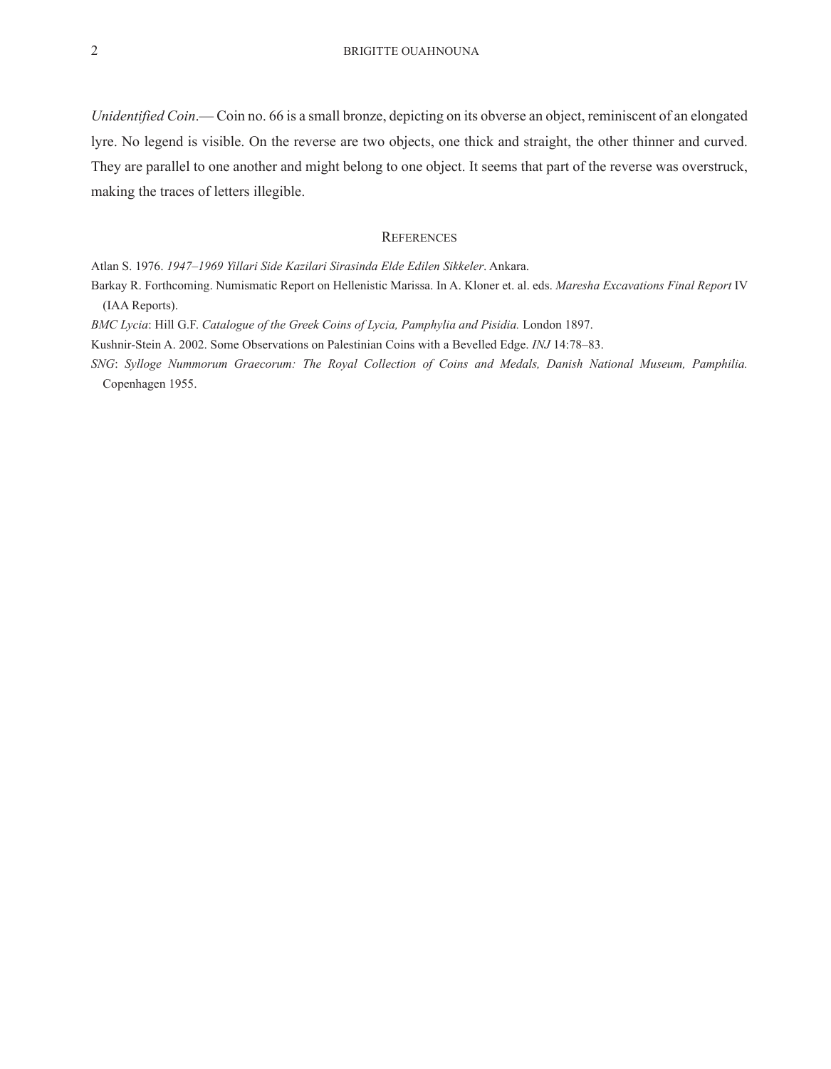*Unidentified Coin*.— Coin no. 66 is a small bronze, depicting on its obverse an object, reminiscent of an elongated lyre. No legend is visible. On the reverse are two objects, one thick and straight, the other thinner and curved. They are parallel to one another and might belong to one object. It seems that part of the reverse was overstruck, making the traces of letters illegible.

## References

Atlan S. 1976. *1947–1969 Yillari Side Kazilari Sirasinda Elde Edilen Sikkeler*. Ankara.

Barkay R. Forthcoming. Numismatic Report on Hellenistic Marissa. In A. Kloner et. al. eds. *Maresha Excavations Final Report* IV (IAA Reports).

*BMC Lycia*: Hill G.F. *Catalogue of the Greek Coins of Lycia, Pamphylia and Pisidia.* London 1897.

Kushnir-Stein A. 2002. Some Observations on Palestinian Coins with a Bevelled Edge. *INJ* 14:78–83.

*SNG*: *Sylloge Nummorum Graecorum: The Royal Collection of Coins and Medals, Danish National Museum, Pamphilia.* Copenhagen 1955.